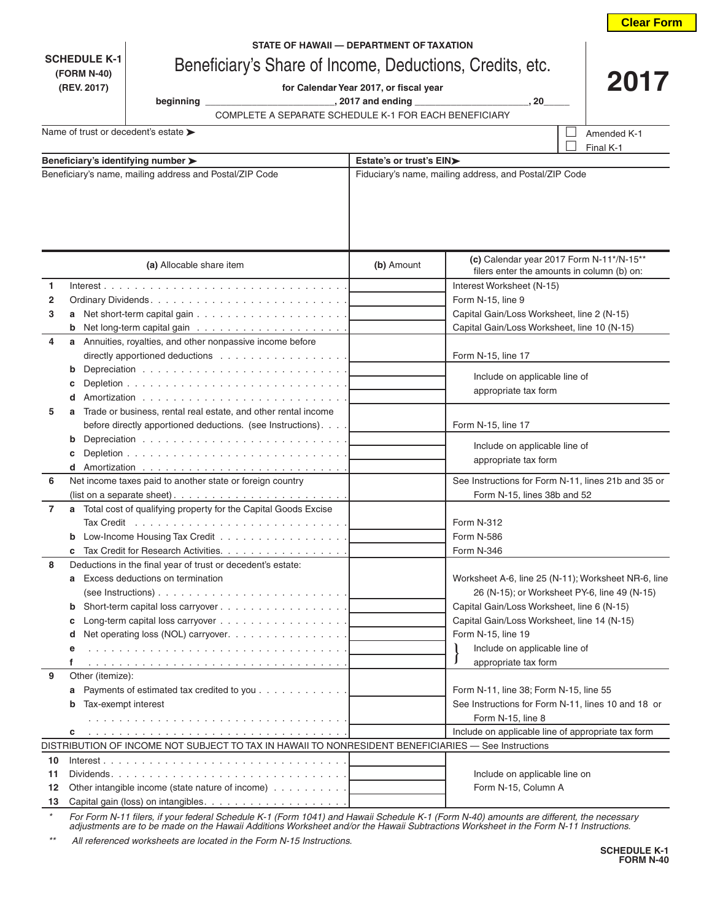Clear Form

**SCHEDULE K-1**
**(FORM N-40)**
**(REV. 2017)**

**STATE OF HAWAII — DEPARTMENT OF TAXATION**

# Beneficiary's Share of Income, Deductions, Credits, etc.

**for Calendar Year 2017, or fiscal year**

**beginning** ______________________, **2017 and ending** ______________________, **20**_____

COMPLETE A SEPARATE SCHEDULE K-1 FOR EACH BENEFICIARY

# 2017

Name of trust or decedent's estate ➤

☐ Amended K-1
☐ Final K-1

| **Beneficiary's identifying number ➤** | **Estate's or trust's EIN➤** |
|---|---|
| Beneficiary's name, mailing address and Postal/ZIP Code | Fiduciary's name, mailing address, and Postal/ZIP Code |

| | | **(a)** Allocable share item | **(b)** Amount | **(c)** Calendar year 2017 Form N-11*/N-15** filers enter the amounts in column (b) on: |
|---|---|---|---|---|
| **1** | | Interest | | Interest Worksheet (N-15) |
| **2** | | Ordinary Dividends | | Form N-15, line 9 |
| **3** | **a** | Net short-term capital gain | | Capital Gain/Loss Worksheet, line 2 (N-15) |
| | **b** | Net long-term capital gain | | Capital Gain/Loss Worksheet, line 10 (N-15) |
| **4** | **a** | Annuities, royalties, and other nonpassive income before directly apportioned deductions | | Form N-15, line 17 |
| | **b** | Depreciation | | Include on applicable line of appropriate tax form |
| | **c** | Depletion | | |
| | **d** | Amortization | | |
| **5** | **a** | Trade or business, rental real estate, and other rental income before directly apportioned deductions. (see Instructions) | | Form N-15, line 17 |
| | **b** | Depreciation | | Include on applicable line of appropriate tax form |
| | **c** | Depletion | | |
| | **d** | Amortization | | |
| **6** | | Net income taxes paid to another state or foreign country (list on a separate sheet) | | See Instructions for Form N-11, lines 21b and 35 or Form N-15, lines 38b and 52 |
| **7** | **a** | Total cost of qualifying property for the Capital Goods Excise Tax Credit | | Form N-312 |
| | **b** | Low-Income Housing Tax Credit | | Form N-586 |
| | **c** | Tax Credit for Research Activities | | Form N-346 |
| **8** | | Deductions in the final year of trust or decedent's estate: | | |
| | **a** | Excess deductions on termination (see Instructions) | | Worksheet A-6, line 25 (N-11); Worksheet NR-6, line 26 (N-15); or Worksheet PY-6, line 49 (N-15) |
| | **b** | Short-term capital loss carryover | | Capital Gain/Loss Worksheet, line 6 (N-15) |
| | **c** | Long-term capital loss carryover | | Capital Gain/Loss Worksheet, line 14 (N-15) |
| | **d** | Net operating loss (NOL) carryover | | Form N-15, line 19 |
| | **e** | | | Include on applicable line of appropriate tax form |
| | **f** | | | |
| **9** | | Other (itemize): | | |
| | **a** | Payments of estimated tax credited to you | | Form N-11, line 38; Form N-15, line 55 |
| | **b** | Tax-exempt interest | | See Instructions for Form N-11, lines 10 and 18 or Form N-15, line 8 |
| | **c** | | | Include on applicable line of appropriate tax form |
| | | DISTRIBUTION OF INCOME NOT SUBJECT TO TAX IN HAWAII TO NONRESIDENT BENEFICIARIES — See Instructions | | |
| **10** | | Interest | | Include on applicable line on Form N-15, Column A |
| **11** | | Dividends | | |
| **12** | | Other intangible income (state nature of income) | | |
| **13** | | Capital gain (loss) on intangibles | | |

\* *For Form N-11 filers, if your federal Schedule K-1 (Form 1041) and Hawaii Schedule K-1 (Form N-40) amounts are different, the necessary adjustments are to be made on the Hawaii Additions Worksheet and/or the Hawaii Subtractions Worksheet in the Form N-11 Instructions.*

\*\* *All referenced worksheets are located in the Form N-15 Instructions.*

**SCHEDULE K-1**
**FORM N-40**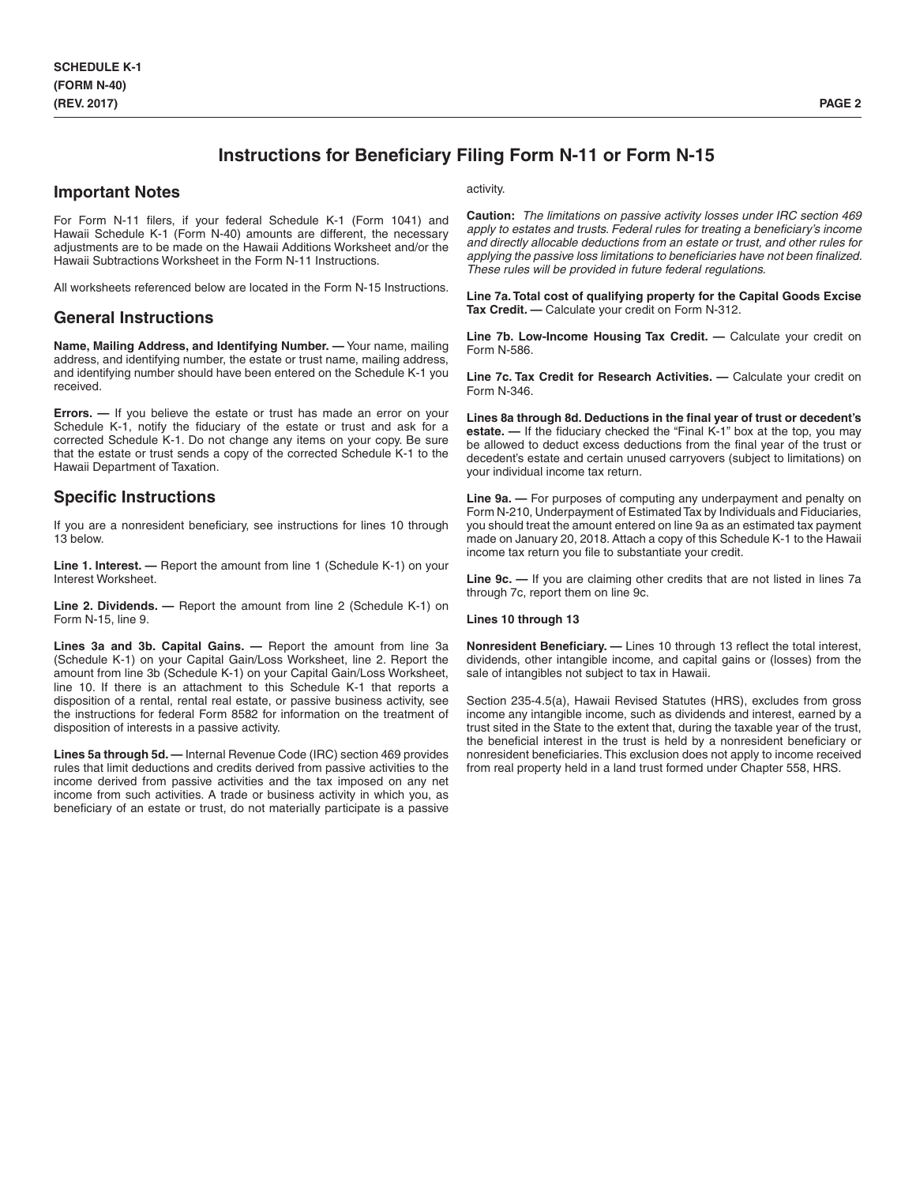# Instructions for Beneficiary Filing Form N-11 or Form N-15

## Important Notes

For Form N-11 filers, if your federal Schedule K-1 (Form 1041) and Hawaii Schedule K-1 (Form N-40) amounts are different, the necessary adjustments are to be made on the Hawaii Additions Worksheet and/or the Hawaii Subtractions Worksheet in the Form N-11 Instructions.

All worksheets referenced below are located in the Form N-15 Instructions.

## General Instructions

**Name, Mailing Address, and Identifying Number. —** Your name, mailing address, and identifying number, the estate or trust name, mailing address, and identifying number should have been entered on the Schedule K-1 you received.

**Errors. —** If you believe the estate or trust has made an error on your Schedule K-1, notify the fiduciary of the estate or trust and ask for a corrected Schedule K-1. Do not change any items on your copy. Be sure that the estate or trust sends a copy of the corrected Schedule K-1 to the Hawaii Department of Taxation.

## Specific Instructions

If you are a nonresident beneficiary, see instructions for lines 10 through 13 below.

**Line 1. Interest. —** Report the amount from line 1 (Schedule K-1) on your Interest Worksheet.

**Line 2. Dividends. —** Report the amount from line 2 (Schedule K-1) on Form N-15, line 9.

**Lines 3a and 3b. Capital Gains. —** Report the amount from line 3a (Schedule K-1) on your Capital Gain/Loss Worksheet, line 2. Report the amount from line 3b (Schedule K-1) on your Capital Gain/Loss Worksheet, line 10. If there is an attachment to this Schedule K-1 that reports a disposition of a rental, rental real estate, or passive business activity, see the instructions for federal Form 8582 for information on the treatment of disposition of interests in a passive activity.

**Lines 5a through 5d. —** Internal Revenue Code (IRC) section 469 provides rules that limit deductions and credits derived from passive activities to the income derived from passive activities and the tax imposed on any net income from such activities. A trade or business activity in which you, as beneficiary of an estate or trust, do not materially participate is a passive activity.

**Caution:** *The limitations on passive activity losses under IRC section 469 apply to estates and trusts. Federal rules for treating a beneficiary's income and directly allocable deductions from an estate or trust, and other rules for applying the passive loss limitations to beneficiaries have not been finalized. These rules will be provided in future federal regulations.*

**Line 7a. Total cost of qualifying property for the Capital Goods Excise Tax Credit. —** Calculate your credit on Form N-312.

**Line 7b. Low-Income Housing Tax Credit. —** Calculate your credit on Form N-586.

**Line 7c. Tax Credit for Research Activities. —** Calculate your credit on Form N-346.

**Lines 8a through 8d. Deductions in the final year of trust or decedent's estate. —** If the fiduciary checked the "Final K-1" box at the top, you may be allowed to deduct excess deductions from the final year of the trust or decedent's estate and certain unused carryovers (subject to limitations) on your individual income tax return.

**Line 9a. —** For purposes of computing any underpayment and penalty on Form N-210, Underpayment of Estimated Tax by Individuals and Fiduciaries, you should treat the amount entered on line 9a as an estimated tax payment made on January 20, 2018. Attach a copy of this Schedule K-1 to the Hawaii income tax return you file to substantiate your credit.

**Line 9c. —** If you are claiming other credits that are not listed in lines 7a through 7c, report them on line 9c.

**Lines 10 through 13**

**Nonresident Beneficiary. —** Lines 10 through 13 reflect the total interest, dividends, other intangible income, and capital gains or (losses) from the sale of intangibles not subject to tax in Hawaii.

Section 235-4.5(a), Hawaii Revised Statutes (HRS), excludes from gross income any intangible income, such as dividends and interest, earned by a trust sited in the State to the extent that, during the taxable year of the trust, the beneficial interest in the trust is held by a nonresident beneficiary or nonresident beneficiaries. This exclusion does not apply to income received from real property held in a land trust formed under Chapter 558, HRS.